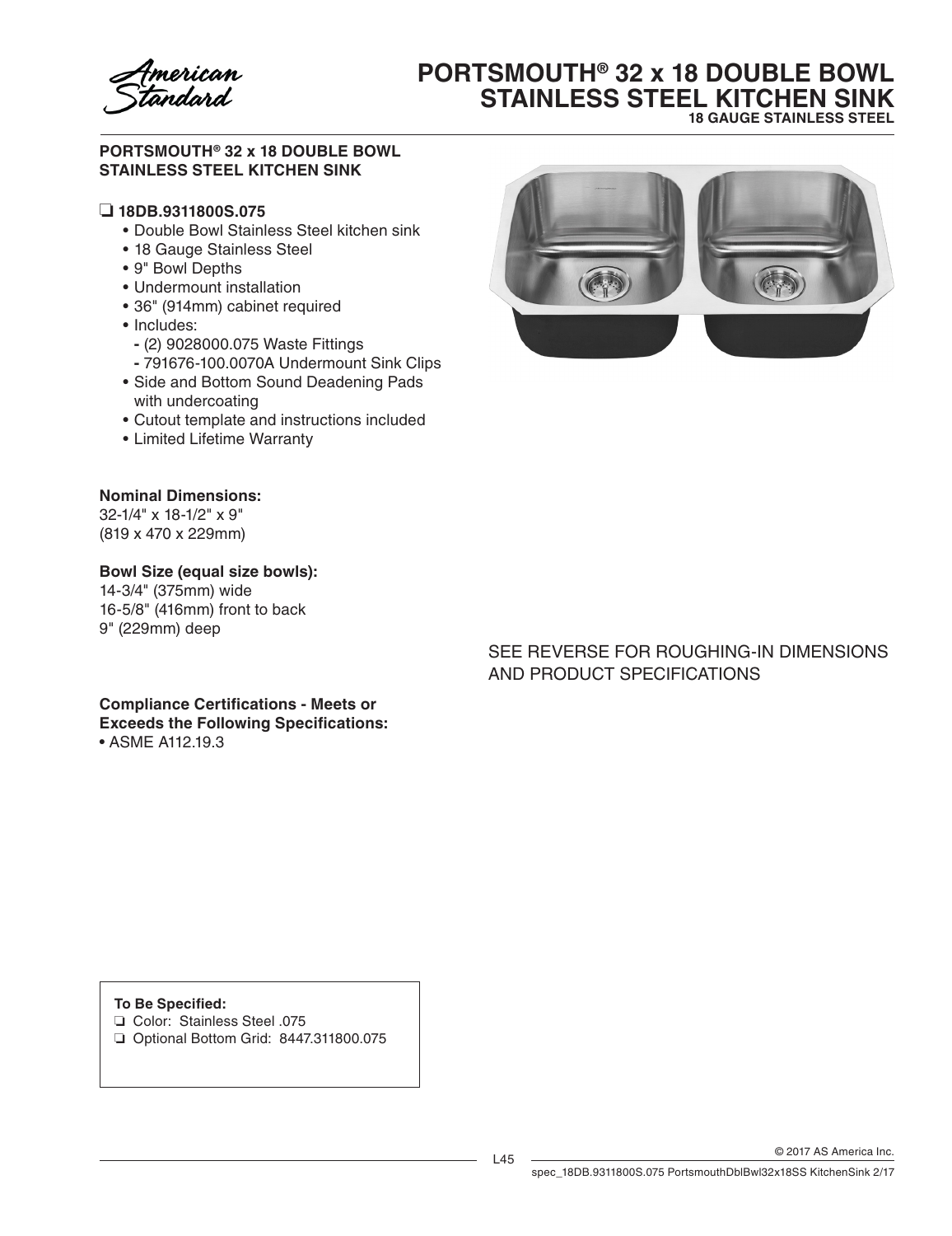American Standard

# PORTSMOUTH® 32 x 18 DOUBLE BOWL STAINLESS STEEL KITCHEN SINK

**18 GAUGE STAINLESS STEEL**

## PORTSMOUTH® 32 x 18 DOUBLE BOWL STAINLESS STEEL KITCHEN SINK

❏ **18DB.9311800S.075**

- Double Bowl Stainless Steel kitchen sink
- 18 Gauge Stainless Steel
- 9" Bowl Depths
- Undermount installation
- 36" (914mm) cabinet required
- Includes:
  - (2) 9028000.075 Waste Fittings
  - 791676-100.0070A Undermount Sink Clips
- Side and Bottom Sound Deadening Pads with undercoating
- Cutout template and instructions included
- Limited Lifetime Warranty

**Nominal Dimensions:**
32-1/4" x 18-1/2" x 9"
(819 x 470 x 229mm)

**Bowl Size (equal size bowls):**
14-3/4" (375mm) wide
16-5/8" (416mm) front to back
9" (229mm) deep

SEE REVERSE FOR ROUGHING-IN DIMENSIONS AND PRODUCT SPECIFICATIONS

**Compliance Certifications - Meets or Exceeds the Following Specifications:**
- ASME A112.19.3

**To Be Specified:**
❏ Color: Stainless Steel .075
❏ Optional Bottom Grid: 8447.311800.075

© 2017 AS America Inc.

spec_18DB.9311800S.075 PortsmouthDblBwl32x18SS KitchenSink 2/17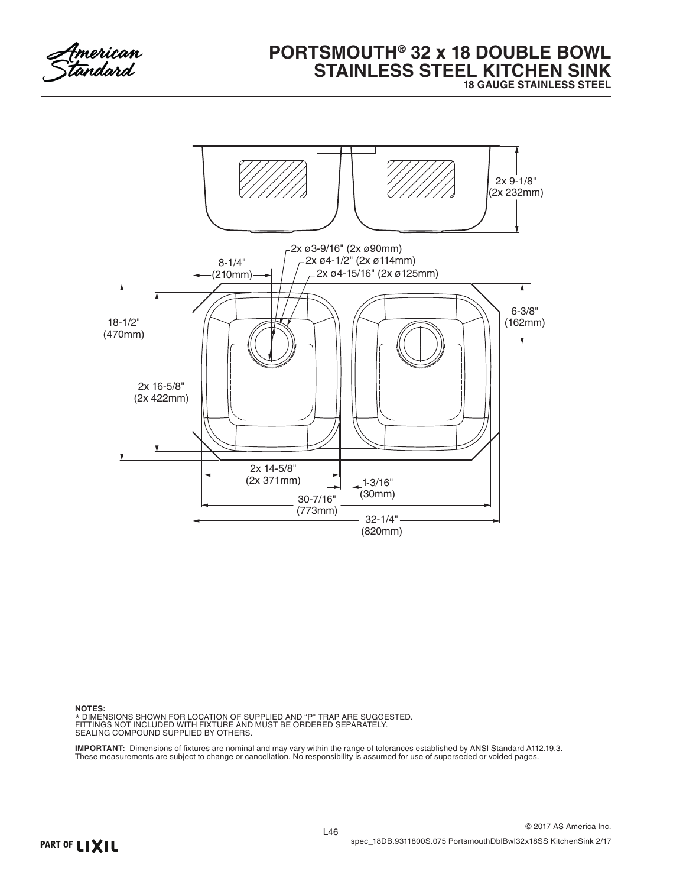# PORTSMOUTH® 32 x 18 DOUBLE BOWL STAINLESS STEEL KITCHEN SINK

**18 GAUGE STAINLESS STEEL**

2x 9-1/8"
(2x 232mm)

2x ø3-9/16" (2x ø90mm)
2x ø4-1/2" (2x ø114mm)
2x ø4-15/16" (2x ø125mm)

8-1/4"
(210mm)

6-3/8"
(162mm)

18-1/2"
(470mm)

2x 16-5/8"
(2x 422mm)

2x 14-5/8"
(2x 371mm)

1-3/16"
(30mm)

30-7/16"
(773mm)

32-1/4"
(820mm)

**NOTES:**
* DIMENSIONS SHOWN FOR LOCATION OF SUPPLIED AND "P" TRAP ARE SUGGESTED.
FITTINGS NOT INCLUDED WITH FIXTURE AND MUST BE ORDERED SEPARATELY.
SEALING COMPOUND SUPPLIED BY OTHERS.

**IMPORTANT:** Dimensions of fixtures are nominal and may vary within the range of tolerances established by ANSI Standard A112.19.3.
These measurements are subject to change or cancellation. No responsibility is assumed for use of superseded or voided pages.

© 2017 AS America Inc.

spec_18DB.9311800S.075 PortsmouthDblBwl32x18SS KitchenSink 2/17